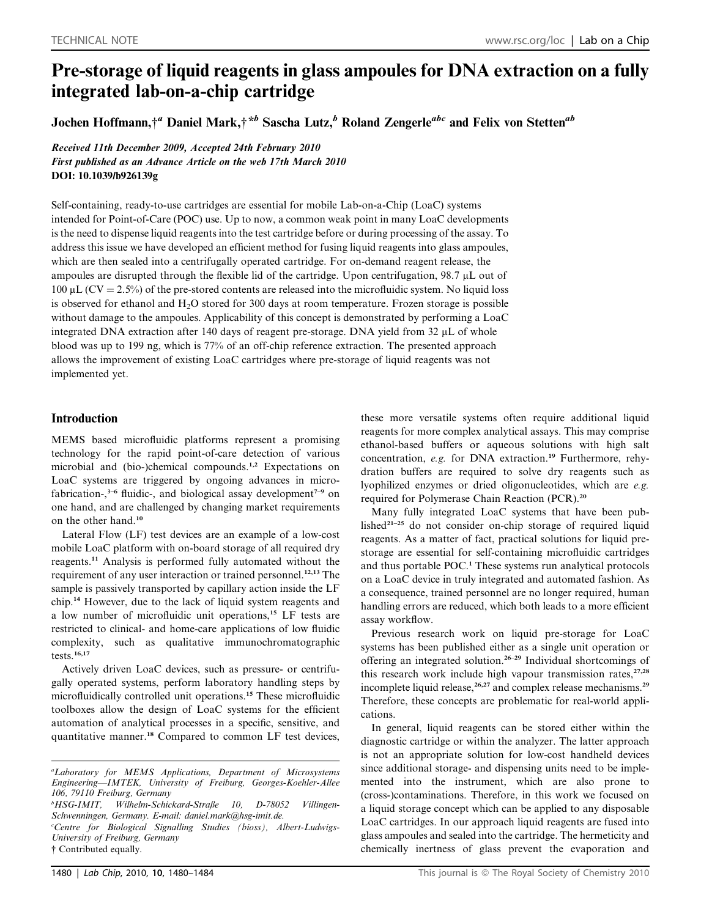# Pre-storage of liquid reagents in glass ampoules for DNA extraction on a fully integrated lab-on-a-chip cartridge

Jochen Hoffmann,†[a] Daniel Mark,†*[b] Sascha Lutz,[b] Roland Zengerle[abc] and Felix von Stetten[ab]

*Received 11th December 2009, Accepted 24th February 2010*
*First published as an Advance Article on the web 17th March 2010*
**DOI: 10.1039/b926139g**

Self-containing, ready-to-use cartridges are essential for mobile Lab-on-a-Chip (LoaC) systems intended for Point-of-Care (POC) use. Up to now, a common weak point in many LoaC developments is the need to dispense liquid reagents into the test cartridge before or during processing of the assay. To address this issue we have developed an efficient method for fusing liquid reagents into glass ampoules, which are then sealed into a centrifugally operated cartridge. For on-demand reagent release, the ampoules are disrupted through the flexible lid of the cartridge. Upon centrifugation, 98.7 μL out of 100 μL (CV = 2.5%) of the pre-stored contents are released into the microfluidic system. No liquid loss is observed for ethanol and $H_2O$ stored for 300 days at room temperature. Frozen storage is possible without damage to the ampoules. Applicability of this concept is demonstrated by performing a LoaC integrated DNA extraction after 140 days of reagent pre-storage. DNA yield from 32 μL of whole blood was up to 199 ng, which is 77% of an off-chip reference extraction. The presented approach allows the improvement of existing LoaC cartridges where pre-storage of liquid reagents was not implemented yet.

## Introduction

MEMS based microfluidic platforms represent a promising technology for the rapid point-of-care detection of various microbial and (bio-)chemical compounds.[1,2] Expectations on LoaC systems are triggered by ongoing advances in microfabrication-,[3–6] fluidic-, and biological assay development[7–9] on one hand, and are challenged by changing market requirements on the other hand.[10]

Lateral Flow (LF) test devices are an example of a low-cost mobile LoaC platform with on-board storage of all required dry reagents.[11] Analysis is performed fully automated without the requirement of any user interaction or trained personnel.[12,13] The sample is passively transported by capillary action inside the LF chip.[14] However, due to the lack of liquid system reagents and a low number of microfluidic unit operations,[15] LF tests are restricted to clinical- and home-care applications of low fluidic complexity, such as qualitative immunochromatographic tests.[16,17]

Actively driven LoaC devices, such as pressure- or centrifugally operated systems, perform laboratory handling steps by microfluidically controlled unit operations.[15] These microfluidic toolboxes allow the design of LoaC systems for the efficient automation of analytical processes in a specific, sensitive, and quantitative manner.[18] Compared to common LF test devices, these more versatile systems often require additional liquid reagents for more complex analytical assays. This may comprise ethanol-based buffers or aqueous solutions with high salt concentration, *e.g.* for DNA extraction.[19] Furthermore, rehydration buffers are required to solve dry reagents such as lyophilized enzymes or dried oligonucleotides, which are *e.g.* required for Polymerase Chain Reaction (PCR).[20]

Many fully integrated LoaC systems that have been published[21–25] do not consider on-chip storage of required liquid reagents. As a matter of fact, practical solutions for liquid pre-storage are essential for self-containing microfluidic cartridges and thus portable POC.[1] These systems run analytical protocols on a LoaC device in truly integrated and automated fashion. As a consequence, trained personnel are no longer required, human handling errors are reduced, which both leads to a more efficient assay workflow.

Previous research work on liquid pre-storage for LoaC systems has been published either as a single unit operation or offering an integrated solution.[26–29] Individual shortcomings of this research work include high vapour transmission rates,[27,28] incomplete liquid release,[26,27] and complex release mechanisms.[29] Therefore, these concepts are problematic for real-world applications.

In general, liquid reagents can be stored either within the diagnostic cartridge or within the analyzer. The latter approach is not an appropriate solution for low-cost handheld devices since additional storage- and dispensing units need to be implemented into the instrument, which are also prone to (cross-)contaminations. Therefore, in this work we focused on a liquid storage concept which can be applied to any disposable LoaC cartridges. In our approach liquid reagents are fused into glass ampoules and sealed into the cartridge. The hermeticity and chemically inertness of glass prevent the evaporation and

[a] Laboratory for MEMS Applications, Department of Microsystems Engineering—IMTEK, University of Freiburg, Georges-Koehler-Allee 106, 79110 Freiburg, Germany
[b] HSG-IMIT, Wilhelm-Schickard-Straße 10, D-78052 Villingen-Schwenningen, Germany. E-mail: daniel.mark@hsg-imit.de.
[c] Centre for Biological Signalling Studies (bioss), Albert-Ludwigs-University of Freiburg, Germany
† Contributed equally.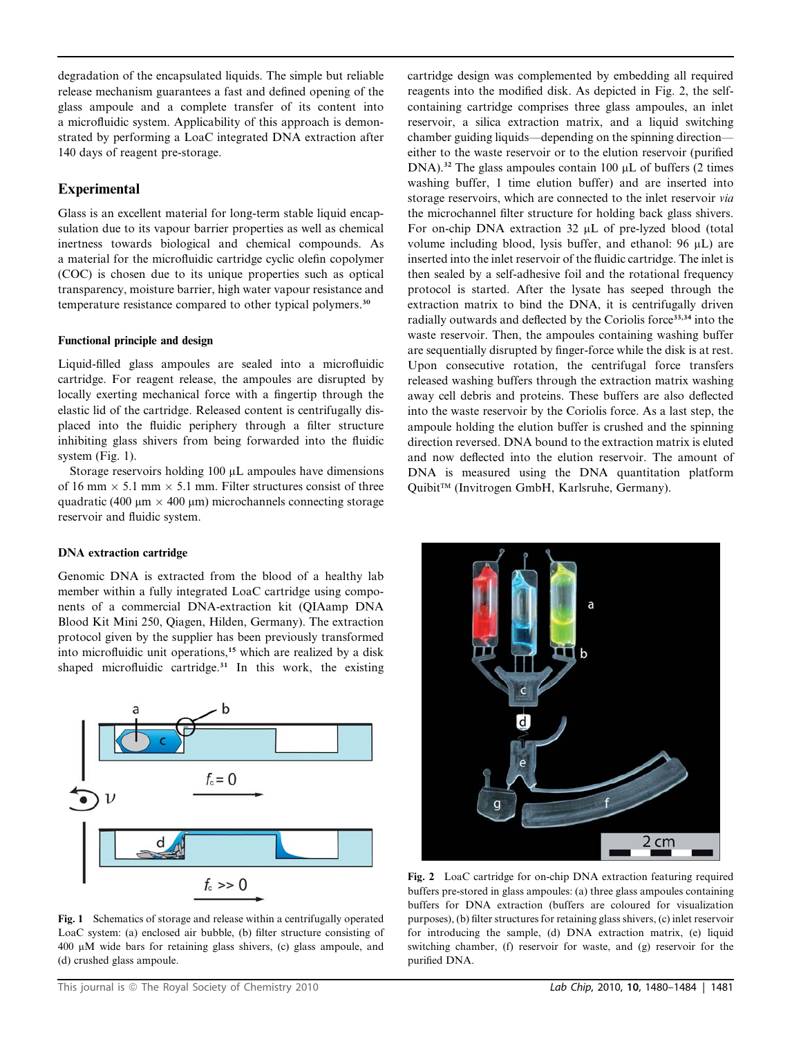degradation of the encapsulated liquids. The simple but reliable release mechanism guarantees a fast and defined opening of the glass ampoule and a complete transfer of its content into a microfluidic system. Applicability of this approach is demonstrated by performing a LoaC integrated DNA extraction after 140 days of reagent pre-storage.

## Experimental

Glass is an excellent material for long-term stable liquid encapsulation due to its vapour barrier properties as well as chemical inertness towards biological and chemical compounds. As a material for the microfluidic cartridge cyclic olefin copolymer (COC) is chosen due to its unique properties such as optical transparency, moisture barrier, high water vapour resistance and temperature resistance compared to other typical polymers.[30]

### Functional principle and design

Liquid-filled glass ampoules are sealed into a microfluidic cartridge. For reagent release, the ampoules are disrupted by locally exerting mechanical force with a fingertip through the elastic lid of the cartridge. Released content is centrifugally displaced into the fluidic periphery through a filter structure inhibiting glass shivers from being forwarded into the fluidic system (Fig. 1).

Storage reservoirs holding 100 µL ampoules have dimensions of 16 mm × 5.1 mm × 5.1 mm. Filter structures consist of three quadratic (400 µm × 400 µm) microchannels connecting storage reservoir and fluidic system.

### DNA extraction cartridge

Genomic DNA is extracted from the blood of a healthy lab member within a fully integrated LoaC cartridge using components of a commercial DNA-extraction kit (QIAamp DNA Blood Kit Mini 250, Qiagen, Hilden, Germany). The extraction protocol given by the supplier has been previously transformed into microfluidic unit operations,[15] which are realized by a disk shaped microfluidic cartridge.[31] In this work, the existing cartridge design was complemented by embedding all required reagents into the modified disk. As depicted in Fig. 2, the self-containing cartridge comprises three glass ampoules, an inlet reservoir, a silica extraction matrix, and a liquid switching chamber guiding liquids—depending on the spinning direction—either to the waste reservoir or to the elution reservoir (purified DNA).[32] The glass ampoules contain 100 µL of buffers (2 times washing buffer, 1 time elution buffer) and are inserted into storage reservoirs, which are connected to the inlet reservoir *via* the microchannel filter structure for holding back glass shivers. For on-chip DNA extraction 32 µL of pre-lyzed blood (total volume including blood, lysis buffer, and ethanol: 96 µL) are inserted into the inlet reservoir of the fluidic cartridge. The inlet is then sealed by a self-adhesive foil and the rotational frequency protocol is started. After the lysate has seeped through the extraction matrix to bind the DNA, it is centrifugally driven radially outwards and deflected by the Coriolis force[33,34] into the waste reservoir. Then, the ampoules containing washing buffer are sequentially disrupted by finger-force while the disk is at rest. Upon consecutive rotation, the centrifugal force transfers released washing buffers through the extraction matrix washing away cell debris and proteins. These buffers are also deflected into the waste reservoir by the Coriolis force. As a last step, the ampoule holding the elution buffer is crushed and the spinning direction reversed. DNA bound to the extraction matrix is eluted and now deflected into the elution reservoir. The amount of DNA is measured using the DNA quantitation platform Quibit™ (Invitrogen GmbH, Karlsruhe, Germany).

**Fig. 1** Schematics of storage and release within a centrifugally operated LoaC system: (a) enclosed air bubble, (b) filter structure consisting of 400 µM wide bars for retaining glass shivers, (c) glass ampoule, and (d) crushed glass ampoule.

**Fig. 2** LoaC cartridge for on-chip DNA extraction featuring required buffers pre-stored in glass ampoules: (a) three glass ampoules containing buffers for DNA extraction (buffers are coloured for visualization purposes), (b) filter structures for retaining glass shivers, (c) inlet reservoir for introducing the sample, (d) DNA extraction matrix, (e) liquid switching chamber, (f) reservoir for waste, and (g) reservoir for the purified DNA.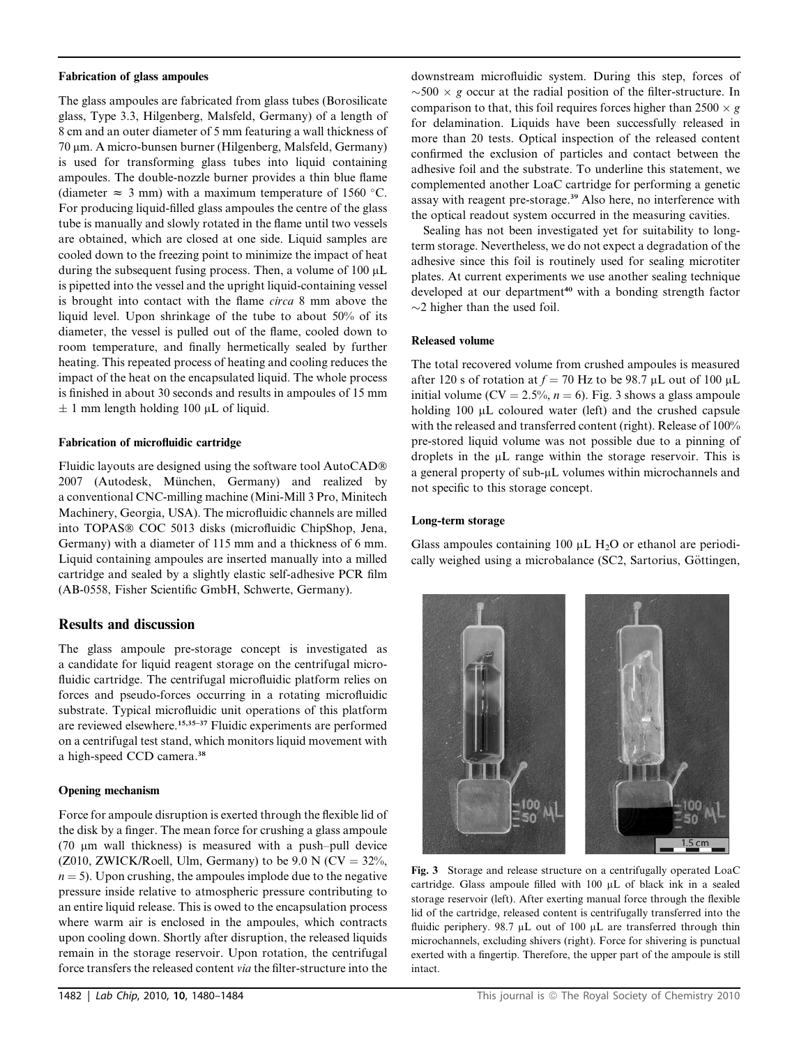### Fabrication of glass ampoules

The glass ampoules are fabricated from glass tubes (Borosilicate glass, Type 3.3, Hilgenberg, Malsfeld, Germany) of a length of 8 cm and an outer diameter of 5 mm featuring a wall thickness of 70 μm. A micro-bunsen burner (Hilgenberg, Malsfeld, Germany) is used for transforming glass tubes into liquid containing ampoules. The double-nozzle burner provides a thin blue flame (diameter ≈ 3 mm) with a maximum temperature of 1560 °C. For producing liquid-filled glass ampoules the centre of the glass tube is manually and slowly rotated in the flame until two vessels are obtained, which are closed at one side. Liquid samples are cooled down to the freezing point to minimize the impact of heat during the subsequent fusing process. Then, a volume of 100 μL is pipetted into the vessel and the upright liquid-containing vessel is brought into contact with the flame *circa* 8 mm above the liquid level. Upon shrinkage of the tube to about 50% of its diameter, the vessel is pulled out of the flame, cooled down to room temperature, and finally hermetically sealed by further heating. This repeated process of heating and cooling reduces the impact of the heat on the encapsulated liquid. The whole process is finished in about 30 seconds and results in ampoules of 15 mm ± 1 mm length holding 100 μL of liquid.

### Fabrication of microfluidic cartridge

Fluidic layouts are designed using the software tool AutoCAD® 2007 (Autodesk, München, Germany) and realized by a conventional CNC-milling machine (Mini-Mill 3 Pro, Minitech Machinery, Georgia, USA). The microfluidic channels are milled into TOPAS® COC 5013 disks (microfluidic ChipShop, Jena, Germany) with a diameter of 115 mm and a thickness of 6 mm. Liquid containing ampoules are inserted manually into a milled cartridge and sealed by a slightly elastic self-adhesive PCR film (AB-0558, Fisher Scientific GmbH, Schwerte, Germany).

## Results and discussion

The glass ampoule pre-storage concept is investigated as a candidate for liquid reagent storage on the centrifugal microfluidic cartridge. The centrifugal microfluidic platform relies on forces and pseudo-forces occurring in a rotating microfluidic substrate. Typical microfluidic unit operations of this platform are reviewed elsewhere.[15,35–37] Fluidic experiments are performed on a centrifugal test stand, which monitors liquid movement with a high-speed CCD camera.[38]

### Opening mechanism

Force for ampoule disruption is exerted through the flexible lid of the disk by a finger. The mean force for crushing a glass ampoule (70 μm wall thickness) is measured with a push–pull device (Z010, ZWICK/Roell, Ulm, Germany) to be 9.0 N (CV = 32%, $n = 5$). Upon crushing, the ampoules implode due to the negative pressure inside relative to atmospheric pressure contributing to an entire liquid release. This is owed to the encapsulation process where warm air is enclosed in the ampoules, which contracts upon cooling down. Shortly after disruption, the released liquids remain in the storage reservoir. Upon rotation, the centrifugal force transfers the released content *via* the filter-structure into the downstream microfluidic system. During this step, forces of $\sim 500 \times g$ occur at the radial position of the filter-structure. In comparison to that, this foil requires forces higher than $2500 \times g$ for delamination. Liquids have been successfully released in more than 20 tests. Optical inspection of the released content confirmed the exclusion of particles and contact between the adhesive foil and the substrate. To underline this statement, we complemented another LoaC cartridge for performing a genetic assay with reagent pre-storage.[39] Also here, no interference with the optical readout system occurred in the measuring cavities.

Sealing has not been investigated yet for suitability to long-term storage. Nevertheless, we do not expect a degradation of the adhesive since this foil is routinely used for sealing microtiter plates. At current experiments we use another sealing technique developed at our department[40] with a bonding strength factor ~2 higher than the used foil.

### Released volume

The total recovered volume from crushed ampoules is measured after 120 s of rotation at $f = 70$ Hz to be 98.7 μL out of 100 μL initial volume (CV = 2.5%, $n = 6$). Fig. 3 shows a glass ampoule holding 100 μL coloured water (left) and the crushed capsule with the released and transferred content (right). Release of 100% pre-stored liquid volume was not possible due to a pinning of droplets in the μL range within the storage reservoir. This is a general property of sub-μL volumes within microchannels and not specific to this storage concept.

### Long-term storage

Glass ampoules containing 100 μL $H_2O$ or ethanol are periodically weighed using a microbalance (SC2, Sartorius, Göttingen,

**Fig. 3** Storage and release structure on a centrifugally operated LoaC cartridge. Glass ampoule filled with 100 μL of black ink in a sealed storage reservoir (left). After exerting manual force through the flexible lid of the cartridge, released content is centrifugally transferred into the fluidic periphery. 98.7 μL out of 100 μL are transferred through thin microchannels, excluding shivers (right). Force for shivering is punctual exerted with a fingertip. Therefore, the upper part of the ampoule is still intact.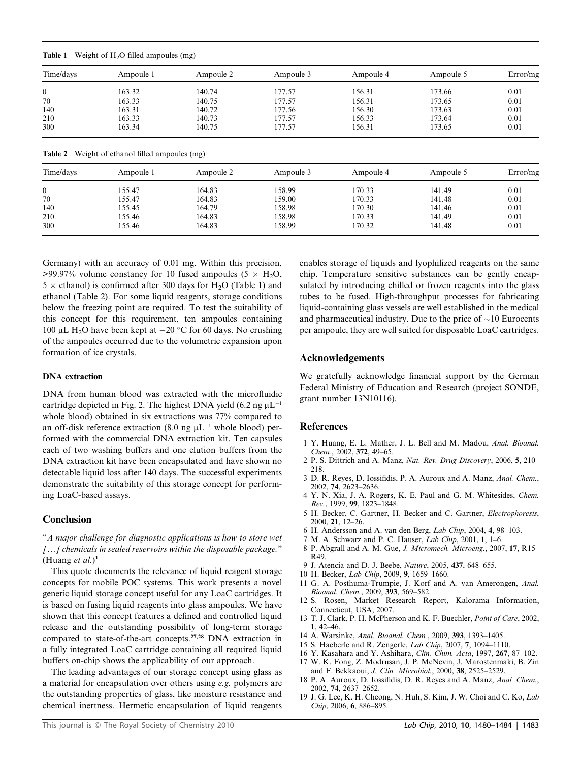**Table 1** Weight of $H_2O$ filled ampoules (mg)

| Time/days | Ampoule 1 | Ampoule 2 | Ampoule 3 | Ampoule 4 | Ampoule 5 | Error/mg |
|---|---|---|---|---|---|---|
| 0 | 163.32 | 140.74 | 177.57 | 156.31 | 173.66 | 0.01 |
| 70 | 163.33 | 140.75 | 177.57 | 156.31 | 173.65 | 0.01 |
| 140 | 163.31 | 140.72 | 177.56 | 156.30 | 173.63 | 0.01 |
| 210 | 163.33 | 140.73 | 177.57 | 156.33 | 173.64 | 0.01 |
| 300 | 163.34 | 140.75 | 177.57 | 156.31 | 173.65 | 0.01 |

**Table 2** Weight of ethanol filled ampoules (mg)

| Time/days | Ampoule 1 | Ampoule 2 | Ampoule 3 | Ampoule 4 | Ampoule 5 | Error/mg |
|---|---|---|---|---|---|---|
| 0 | 155.47 | 164.83 | 158.99 | 170.33 | 141.49 | 0.01 |
| 70 | 155.47 | 164.83 | 159.00 | 170.33 | 141.48 | 0.01 |
| 140 | 155.45 | 164.79 | 158.98 | 170.30 | 141.46 | 0.01 |
| 210 | 155.46 | 164.83 | 158.98 | 170.33 | 141.49 | 0.01 |
| 300 | 155.46 | 164.83 | 158.99 | 170.32 | 141.48 | 0.01 |

Germany) with an accuracy of 0.01 mg. Within this precision, >99.97% volume constancy for 10 fused ampoules ($5 \times H_2O$, $5 \times$ ethanol) is confirmed after 300 days for $H_2O$ (Table 1) and ethanol (Table 2). For some liquid reagents, storage conditions below the freezing point are required. To test the suitability of this concept for this requirement, ten ampoules containing 100 μL $H_2O$ have been kept at −20 °C for 60 days. No crushing of the ampoules occurred due to the volumetric expansion upon formation of ice crystals.

### DNA extraction

DNA from human blood was extracted with the microfluidic cartridge depicted in Fig. 2. The highest DNA yield (6.2 ng $\mu L^{-1}$ whole blood) obtained in six extractions was 77% compared to an off-disk reference extraction (8.0 ng $\mu L^{-1}$ whole blood) performed with the commercial DNA extraction kit. Ten capsules each of two washing buffers and one elution buffers from the DNA extraction kit have been encapsulated and have shown no detectable liquid loss after 140 days. The successful experiments demonstrate the suitability of this storage concept for performing LoaC-based assays.

## Conclusion

"*A major challenge for diagnostic applications is how to store wet […] chemicals in sealed reservoirs within the disposable package.*" (Huang *et al.*)[1]

This quote documents the relevance of liquid reagent storage concepts for mobile POC systems. This work presents a novel generic liquid storage concept useful for any LoaC cartridges. It is based on fusing liquid reagents into glass ampoules. We have shown that this concept features a defined and controlled liquid release and the outstanding possibility of long-term storage compared to state-of-the-art concepts.[27,28] DNA extraction in a fully integrated LoaC cartridge containing all required liquid buffers on-chip shows the applicability of our approach.

The leading advantages of our storage concept using glass as a material for encapsulation over others using *e.g.* polymers are the outstanding properties of glass, like moisture resistance and chemical inertness. Hermetic encapsulation of liquid reagents enables storage of liquids and lyophilized reagents on the same chip. Temperature sensitive substances can be gently encapsulated by introducing chilled or frozen reagents into the glass tubes to be fused. High-throughput processes for fabricating liquid-containing glass vessels are well established in the medical and pharmaceutical industry. Due to the price of ~10 Eurocents per ampoule, they are well suited for disposable LoaC cartridges.

## Acknowledgements

We gratefully acknowledge financial support by the German Federal Ministry of Education and Research (project SONDE, grant number 13N10116).

## References

1. Y. Huang, E. L. Mather, J. L. Bell and M. Madou, *Anal. Bioanal. Chem.*, 2002, **372**, 49–65.
2. P. S. Dittrich and A. Manz, *Nat. Rev. Drug Discovery*, 2006, **5**, 210–218.
3. D. R. Reyes, D. Iossifidis, P. A. Auroux and A. Manz, *Anal. Chem.*, 2002, **74**, 2623–2636.
4. Y. N. Xia, J. A. Rogers, K. E. Paul and G. M. Whitesides, *Chem. Rev.*, 1999, **99**, 1823–1848.
5. H. Becker, C. Gartner, H. Becker and C. Gartner, *Electrophoresis*, 2000, **21**, 12–26.
6. H. Andersson and A. van den Berg, *Lab Chip*, 2004, **4**, 98–103.
7. M. A. Schwarz and P. C. Hauser, *Lab Chip*, 2001, **1**, 1–6.
8. P. Abgrall and A. M. Gue, *J. Micromech. Microeng.*, 2007, **17**, R15–R49.
9. J. Atencia and D. J. Beebe, *Nature*, 2005, **437**, 648–655.
10. H. Becker, *Lab Chip*, 2009, **9**, 1659–1660.
11. G. A. Posthuma-Trumpie, J. Korf and A. van Amerongen, *Anal. Bioanal. Chem.*, 2009, **393**, 569–582.
12. S. Rosen, Market Research Report, Kalorama Information, Connecticut, USA, 2007.
13. T. J. Clark, P. H. McPherson and K. F. Buechler, *Point of Care*, 2002, **1**, 42–46.
14. A. Warsinke, *Anal. Bioanal. Chem.*, 2009, **393**, 1393–1405.
15. S. Haeberle and R. Zengerle, *Lab Chip*, 2007, **7**, 1094–1110.
16. Y. Kasahara and Y. Ashihara, *Clin. Chim. Acta*, 1997, **267**, 87–102.
17. W. K. Fong, Z. Modrusan, J. P. McNevin, J. Marostenmaki, B. Zin and F. Bekkaoui, *J. Clin. Microbiol.*, 2000, **38**, 2525–2529.
18. P. A. Auroux, D. Iossifidis, D. R. Reyes and A. Manz, *Anal. Chem.*, 2002, **74**, 2637–2652.
19. J. G. Lee, K. H. Cheong, N. Huh, S. Kim, J. W. Choi and C. Ko, *Lab Chip*, 2006, **6**, 886–895.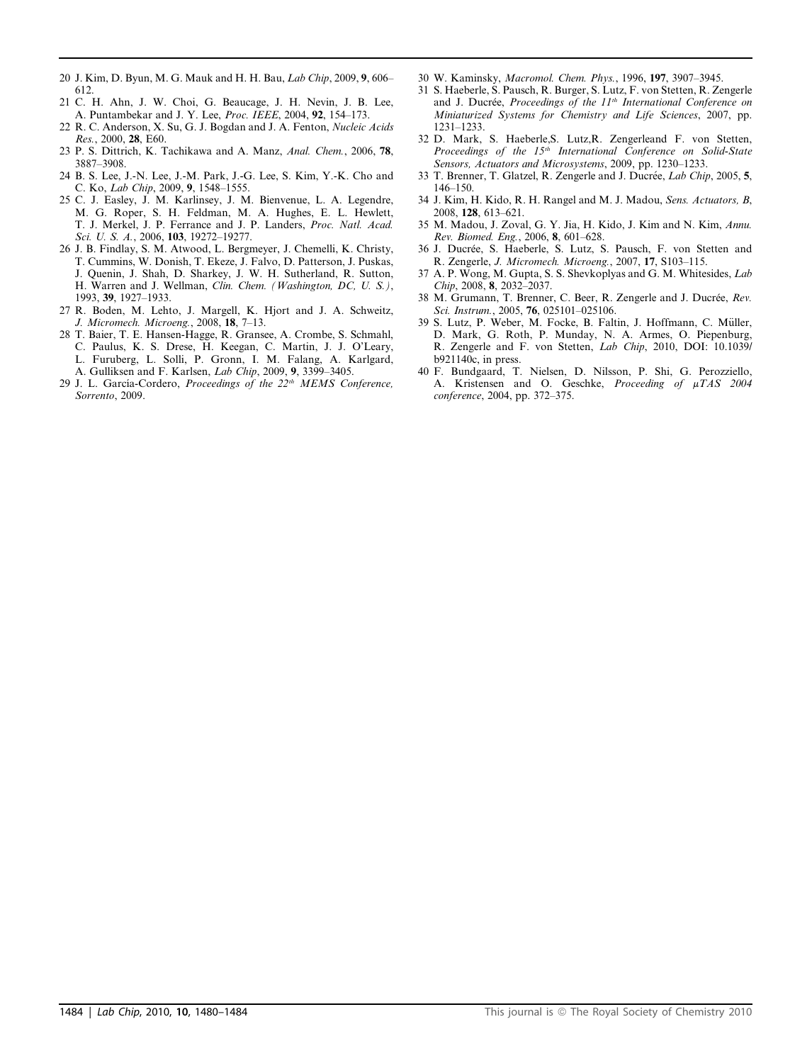20 J. Kim, D. Byun, M. G. Mauk and H. H. Bau, *Lab Chip*, 2009, **9**, 606–612.

21 C. H. Ahn, J. W. Choi, G. Beaucage, J. H. Nevin, J. B. Lee, A. Puntambekar and J. Y. Lee, *Proc. IEEE*, 2004, **92**, 154–173.

22 R. C. Anderson, X. Su, G. J. Bogdan and J. A. Fenton, *Nucleic Acids Res.*, 2000, **28**, E60.

23 P. S. Dittrich, K. Tachikawa and A. Manz, *Anal. Chem.*, 2006, **78**, 3887–3908.

24 B. S. Lee, J.-N. Lee, J.-M. Park, J.-G. Lee, S. Kim, Y.-K. Cho and C. Ko, *Lab Chip*, 2009, **9**, 1548–1555.

25 C. J. Easley, J. M. Karlinsey, J. M. Bienvenue, L. A. Legendre, M. G. Roper, S. H. Feldman, M. A. Hughes, E. L. Hewlett, T. J. Merkel, J. P. Ferrance and J. P. Landers, *Proc. Natl. Acad. Sci. U. S. A.*, 2006, **103**, 19272–19277.

26 J. B. Findlay, S. M. Atwood, L. Bergmeyer, J. Chemelli, K. Christy, T. Cummins, W. Donish, T. Ekeze, J. Falvo, D. Patterson, J. Puskas, J. Quenin, J. Shah, D. Sharkey, J. W. H. Sutherland, R. Sutton, H. Warren and J. Wellman, *Clin. Chem. (Washington, DC, U. S.)*, 1993, **39**, 1927–1933.

27 R. Boden, M. Lehto, J. Margell, K. Hjort and J. A. Schweitz, *J. Micromech. Microeng.*, 2008, **18**, 7–13.

28 T. Baier, T. E. Hansen-Hagge, R. Gransee, A. Crombe, S. Schmahl, C. Paulus, K. S. Drese, H. Keegan, C. Martin, J. J. O'Leary, L. Furuberg, L. Solli, P. Gronn, I. M. Falang, A. Karlgard, A. Gulliksen and F. Karlsen, *Lab Chip*, 2009, **9**, 3399–3405.

29 J. L. García-Cordero, *Proceedings of the 22th MEMS Conference, Sorrento*, 2009.

30 W. Kaminsky, *Macromol. Chem. Phys.*, 1996, **197**, 3907–3945.

31 S. Haeberle, S. Pausch, R. Burger, S. Lutz, F. von Stetten, R. Zengerle and J. Ducrée, *Proceedings of the 11th International Conference on Miniaturized Systems for Chemistry and Life Sciences*, 2007, pp. 1231–1233.

32 D. Mark, S. Haeberle,S. Lutz,R. Zengerleand F. von Stetten, *Proceedings of the 15th International Conference on Solid-State Sensors, Actuators and Microsystems*, 2009, pp. 1230–1233.

33 T. Brenner, T. Glatzel, R. Zengerle and J. Ducrée, *Lab Chip*, 2005, **5**, 146–150.

34 J. Kim, H. Kido, R. H. Rangel and M. J. Madou, *Sens. Actuators, B*, 2008, **128**, 613–621.

35 M. Madou, J. Zoval, G. Y. Jia, H. Kido, J. Kim and N. Kim, *Annu. Rev. Biomed. Eng.*, 2006, **8**, 601–628.

36 J. Ducrée, S. Haeberle, S. Lutz, S. Pausch, F. von Stetten and R. Zengerle, *J. Micromech. Microeng.*, 2007, **17**, S103–115.

37 A. P. Wong, M. Gupta, S. S. Shevkoplyas and G. M. Whitesides, *Lab Chip*, 2008, **8**, 2032–2037.

38 M. Grumann, T. Brenner, C. Beer, R. Zengerle and J. Ducrée, *Rev. Sci. Instrum.*, 2005, **76**, 025101–025106.

39 S. Lutz, P. Weber, M. Focke, B. Faltin, J. Hoffmann, C. Müller, D. Mark, G. Roth, P. Munday, N. A. Armes, O. Piepenburg, R. Zengerle and F. von Stetten, *Lab Chip*, 2010, DOI: 10.1039/b921140c, in press.

40 F. Bundgaard, T. Nielsen, D. Nilsson, P. Shi, G. Perozziello, A. Kristensen and O. Geschke, *Proceeding of μTAS 2004 conference*, 2004, pp. 372–375.